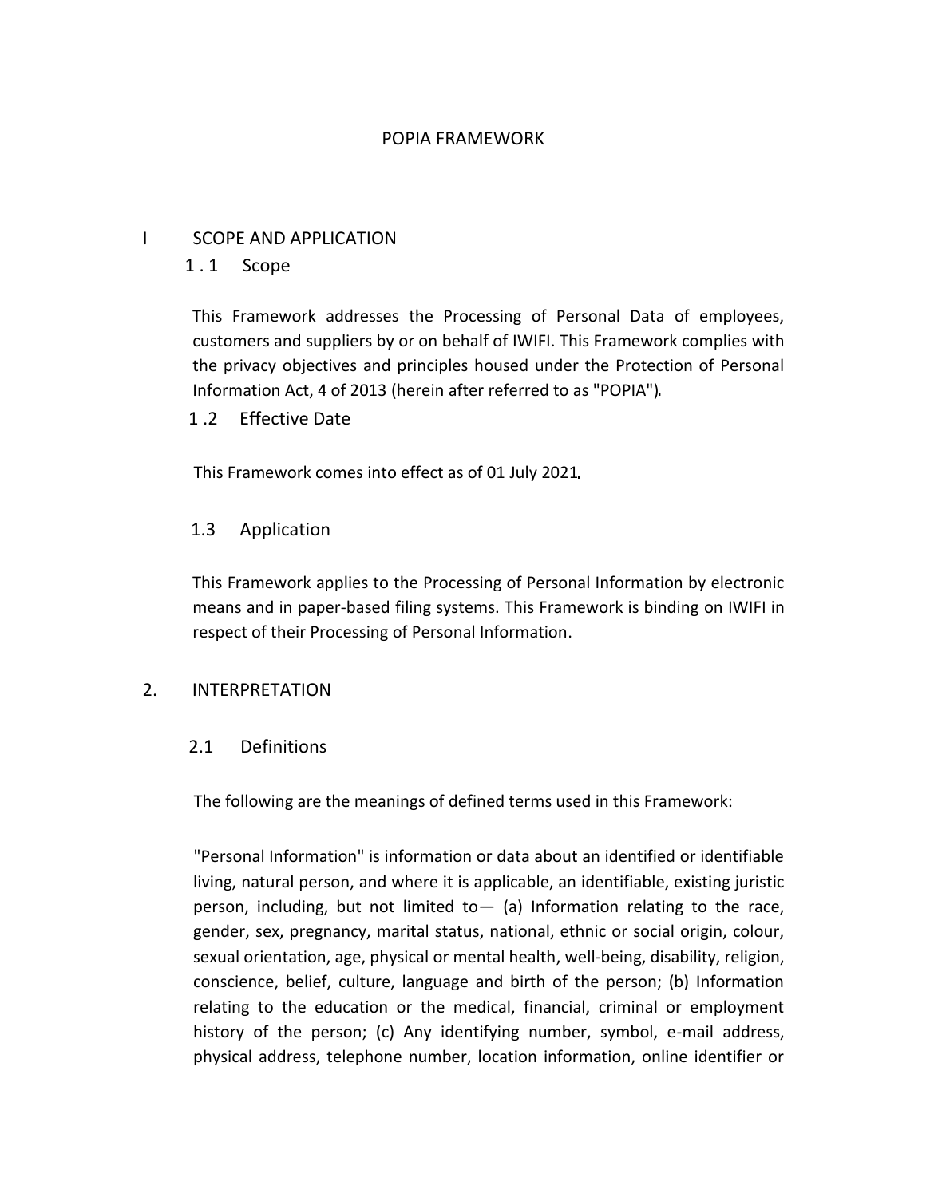# POPIA FRAMEWORK

## I SCOPE AND APPLICATION

### 1.1 Scope

This Framework addresses the Processing of Personal Data of employees, customers and suppliers by or on behalf of IWIFI. This Framework complies with the privacy objectives and principles housed under the Protection of Personal Information Act, 4 of 2013 (herein after referred to as "POPIA").

### 1.2 Effective Date

This Framework comes into effect as of 01 July 2021.

### 1.3 Application

This Framework applies to the Processing of Personal Information by electronic means and in paper-based filing systems. This Framework is binding on IWIFI in respect of their Processing of Personal Information.

## 2. INTERPRETATION

### 2.1 Definitions

The following are the meanings of defined terms used in this Framework:

"Personal Information" is information or data about an identified or identifiable living, natural person, and where it is applicable, an identifiable, existing juristic person, including, but not limited to— (a) Information relating to the race, gender, sex, pregnancy, marital status, national, ethnic or social origin, colour, sexual orientation, age, physical or mental health, well-being, disability, religion, conscience, belief, culture, language and birth of the person; (b) Information relating to the education or the medical, financial, criminal or employment history of the person; (c) Any identifying number, symbol, e-mail address, physical address, telephone number, location information, online identifier or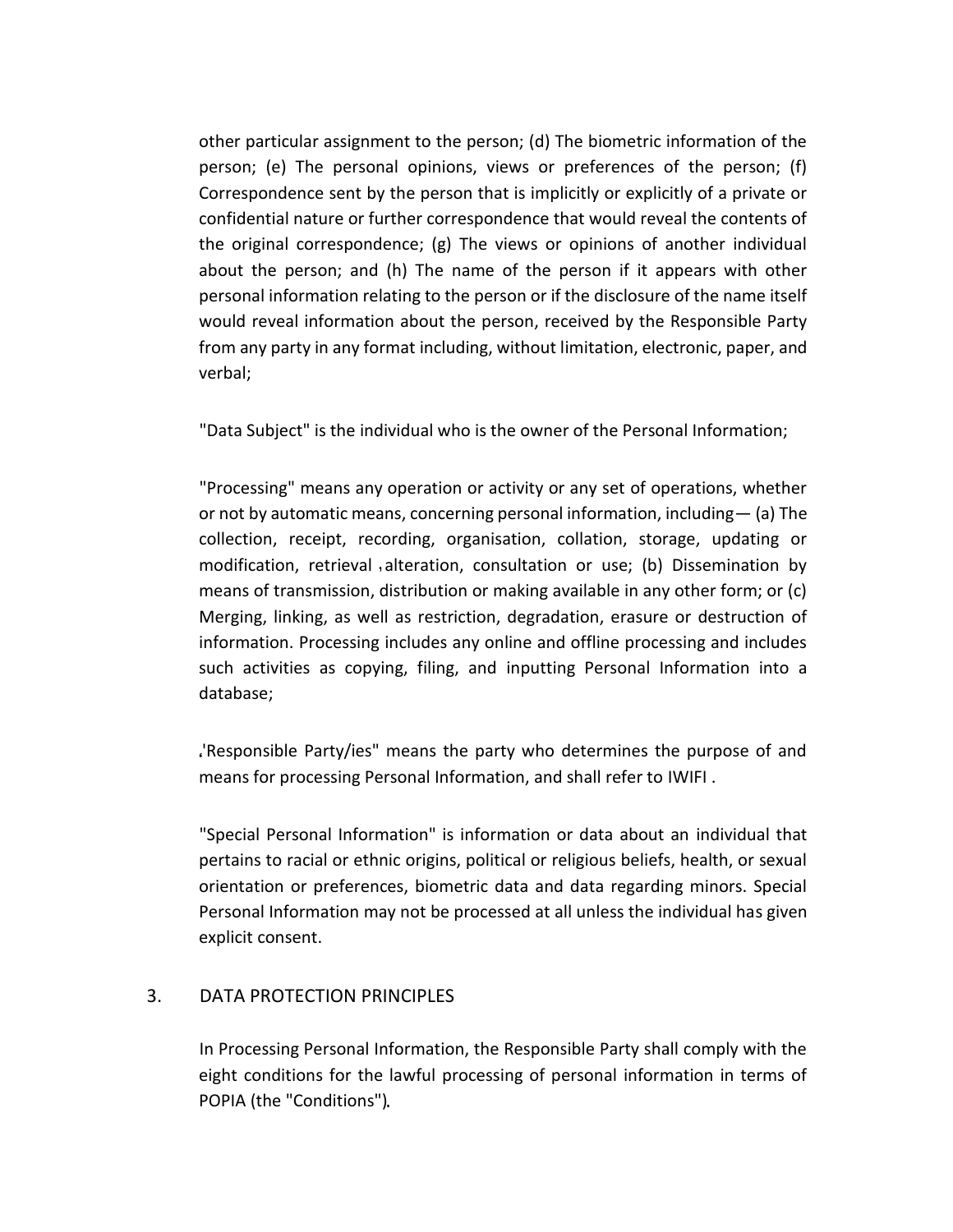other particular assignment to the person; (d) The biometric information of the person; (e) The personal opinions, views or preferences of the person; (f) Correspondence sent by the person that is implicitly or explicitly of a private or confidential nature or further correspondence that would reveal the contents of the original correspondence; (g) The views or opinions of another individual about the person; and (h) The name of the person if it appears with other personal information relating to the person or if the disclosure of the name itself would reveal information about the person, received by the Responsible Party from any party in any format including, without limitation, electronic, paper, and verbal;

"Data Subject" is the individual who is the owner of the Personal Information;

"Processing" means any operation or activity or any set of operations, whether or not by automatic means, concerning personal information, including— (a) The collection, receipt, recording, organisation, collation, storage, updating or modification, retrieval , alteration, consultation or use; (b) Dissemination by means of transmission, distribution or making available in any other form; or (c) Merging, linking, as well as restriction, degradation, erasure or destruction of information. Processing includes any online and offline processing and includes such activities as copying, filing, and inputting Personal Information into a database;

"Responsible Party/ies" means the party who determines the purpose of and means for processing Personal Information, and shall refer to IWIFI .

"Special Personal Information" is information or data about an individual that pertains to racial or ethnic origins, political or religious beliefs, health, or sexual orientation or preferences, biometric data and data regarding minors. Special Personal Information may not be processed at all unless the individual has given explicit consent.

## 3. DATA PROTECTION PRINCIPLES

In Processing Personal Information, the Responsible Party shall comply with the eight conditions for the lawful processing of personal information in terms of POPIA (the "Conditions").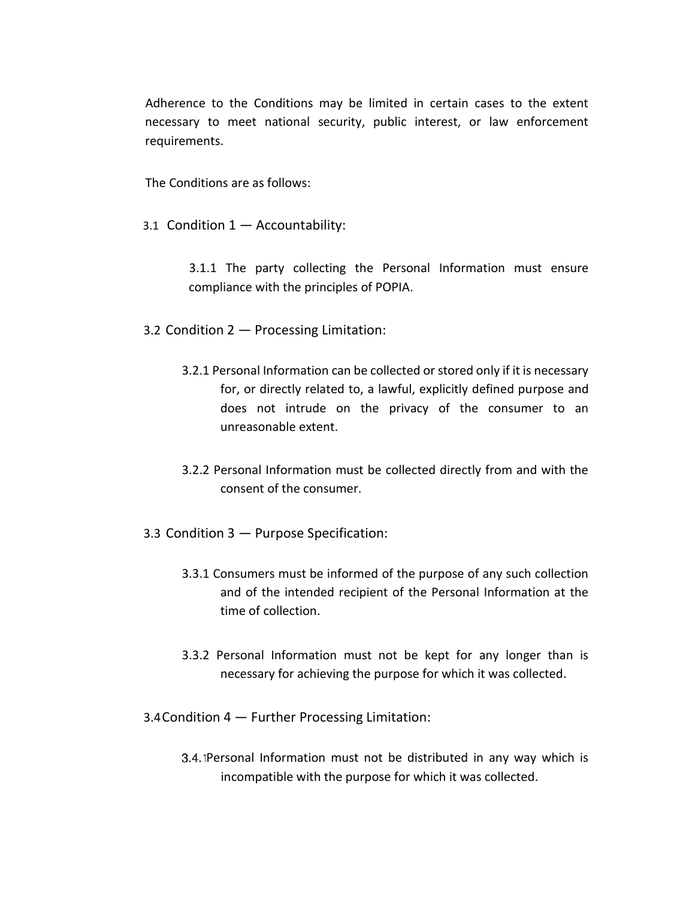Adherence to the Conditions may be limited in certain cases to the extent necessary to meet national security, public interest, or law enforcement requirements.

The Conditions are as follows:

3.1 Condition 1 — Accountability:

3.1.1 The party collecting the Personal Information must ensure compliance with the principles of POPIA.

3.2 Condition 2 — Processing Limitation:

3.2.1 Personal Information can be collected or stored only if it is necessary for, or directly related to, a lawful, explicitly defined purpose and does not intrude on the privacy of the consumer to an unreasonable extent.

3.2.2 Personal Information must be collected directly from and with the consent of the consumer.

3.3 Condition 3 — Purpose Specification:

3.3.1 Consumers must be informed of the purpose of any such collection and of the intended recipient of the Personal Information at the time of collection.

3.3.2 Personal Information must not be kept for any longer than is necessary for achieving the purpose for which it was collected.

3.4 Condition 4 — Further Processing Limitation:

3.4.1 Personal Information must not be distributed in any way which is incompatible with the purpose for which it was collected.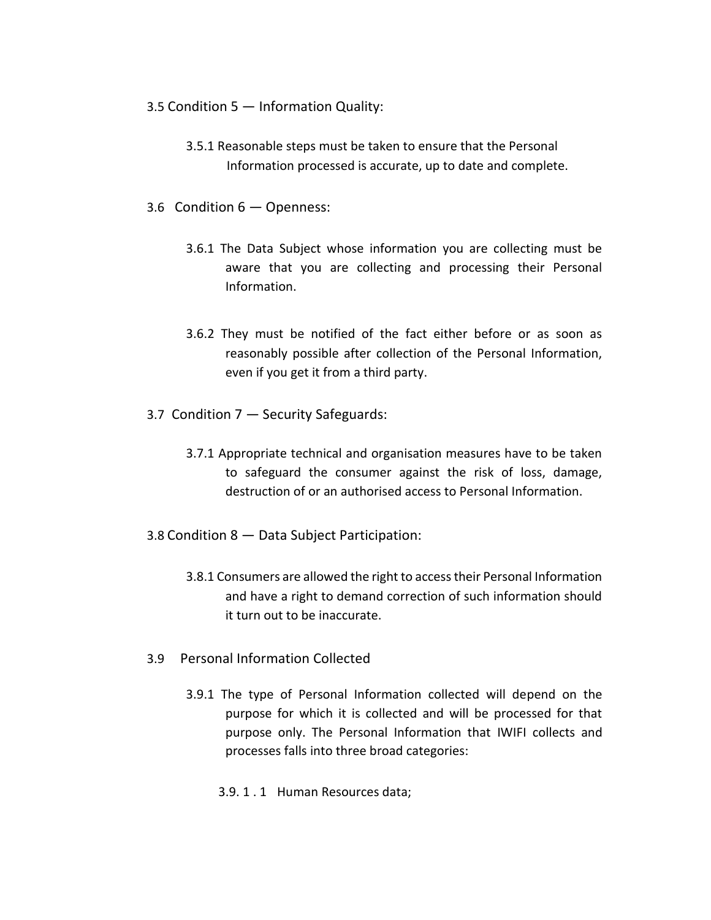3.5 Condition 5 — Information Quality:

3.5.1 Reasonable steps must be taken to ensure that the Personal Information processed is accurate, up to date and complete.

3.6 Condition 6 — Openness:

3.6.1 The Data Subject whose information you are collecting must be aware that you are collecting and processing their Personal Information.

3.6.2 They must be notified of the fact either before or as soon as reasonably possible after collection of the Personal Information, even if you get it from a third party.

3.7 Condition 7 — Security Safeguards:

3.7.1 Appropriate technical and organisation measures have to be taken to safeguard the consumer against the risk of loss, damage, destruction of or an authorised access to Personal Information.

3.8 Condition 8 — Data Subject Participation:

3.8.1 Consumers are allowed the right to access their Personal Information and have a right to demand correction of such information should it turn out to be inaccurate.

3.9 Personal Information Collected

3.9.1 The type of Personal Information collected will depend on the purpose for which it is collected and will be processed for that purpose only. The Personal Information that IWIFI collects and processes falls into three broad categories:

3.9. 1 . 1 Human Resources data;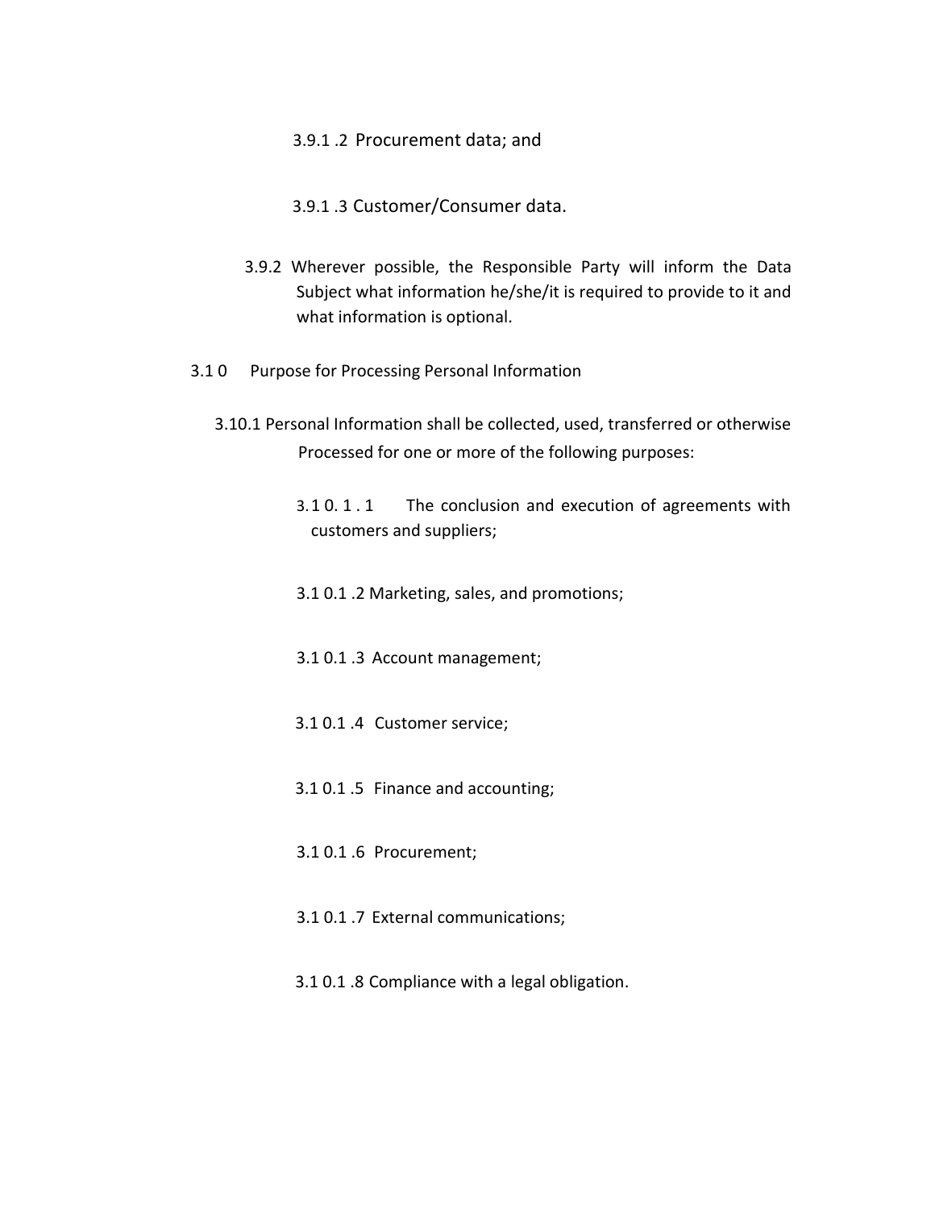3.9.1 .2 Procurement data; and

3.9.1 .3 Customer/Consumer data.

3.9.2 Wherever possible, the Responsible Party will inform the Data Subject what information he/she/it is required to provide to it and what information is optional.

3.1 0 Purpose for Processing Personal Information

3.10.1 Personal Information shall be collected, used, transferred or otherwise Processed for one or more of the following purposes:

3.1 0. 1 . 1 The conclusion and execution of agreements with customers and suppliers;

3.1 0.1 .2 Marketing, sales, and promotions;

3.1 0.1 .3 Account management;

3.1 0.1 .4 Customer service;

3.1 0.1 .5 Finance and accounting;

3.1 0.1 .6 Procurement;

3.1 0.1 .7 External communications;

3.1 0.1 .8 Compliance with a legal obligation.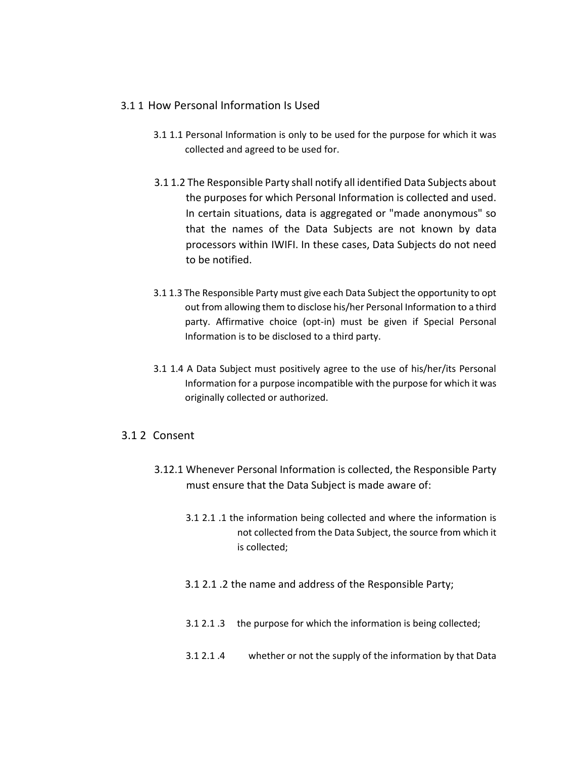### 3.1 1 How Personal Information Is Used

3.1 1.1 Personal Information is only to be used for the purpose for which it was collected and agreed to be used for.

3.1 1.2 The Responsible Party shall notify all identified Data Subjects about the purposes for which Personal Information is collected and used. In certain situations, data is aggregated or "made anonymous" so that the names of the Data Subjects are not known by data processors within IWIFI. In these cases, Data Subjects do not need to be notified.

3.1 1.3 The Responsible Party must give each Data Subject the opportunity to opt out from allowing them to disclose his/her Personal Information to a third party. Affirmative choice (opt-in) must be given if Special Personal Information is to be disclosed to a third party.

3.1 1.4 A Data Subject must positively agree to the use of his/her/its Personal Information for a purpose incompatible with the purpose for which it was originally collected or authorized.

### 3.1 2 Consent

3.12.1 Whenever Personal Information is collected, the Responsible Party must ensure that the Data Subject is made aware of:

3.1 2.1 .1 the information being collected and where the information is not collected from the Data Subject, the source from which it is collected;

3.1 2.1 .2 the name and address of the Responsible Party;

3.1 2.1 .3 the purpose for which the information is being collected;

3.1 2.1 .4 whether or not the supply of the information by that Data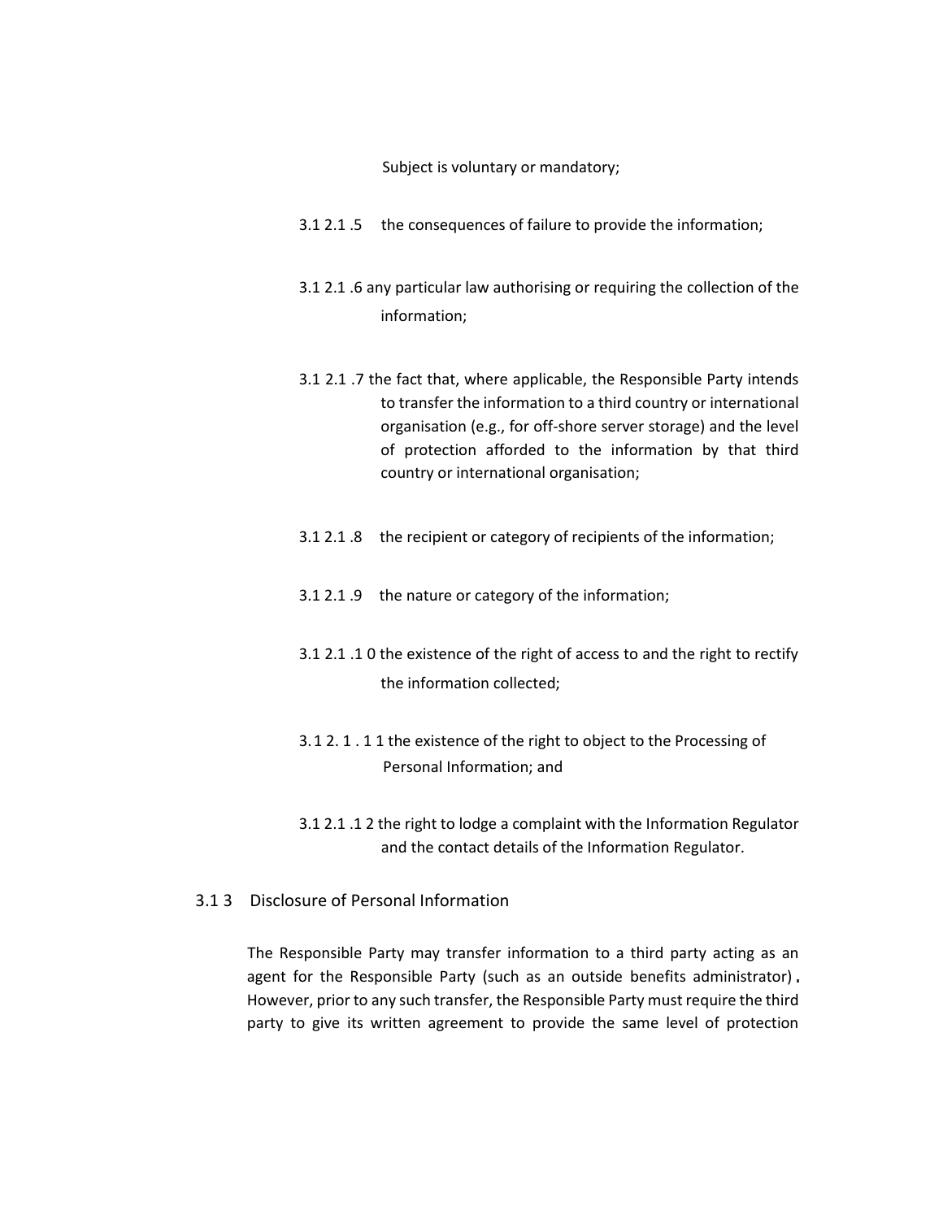Subject is voluntary or mandatory;

3.1 2.1 .5 the consequences of failure to provide the information;

3.1 2.1 .6 any particular law authorising or requiring the collection of the information;

3.1 2.1 .7 the fact that, where applicable, the Responsible Party intends to transfer the information to a third country or international organisation (e.g., for off-shore server storage) and the level of protection afforded to the information by that third country or international organisation;

3.1 2.1 .8 the recipient or category of recipients of the information;

3.1 2.1 .9 the nature or category of the information;

3.1 2.1 .1 0 the existence of the right of access to and the right to rectify the information collected;

3.1 2. 1 . 1 1 the existence of the right to object to the Processing of Personal Information; and

3.1 2.1 .1 2 the right to lodge a complaint with the Information Regulator and the contact details of the Information Regulator.

## 3.1 3 Disclosure of Personal Information

The Responsible Party may transfer information to a third party acting as an agent for the Responsible Party (such as an outside benefits administrator). However, prior to any such transfer, the Responsible Party must require the third party to give its written agreement to provide the same level of protection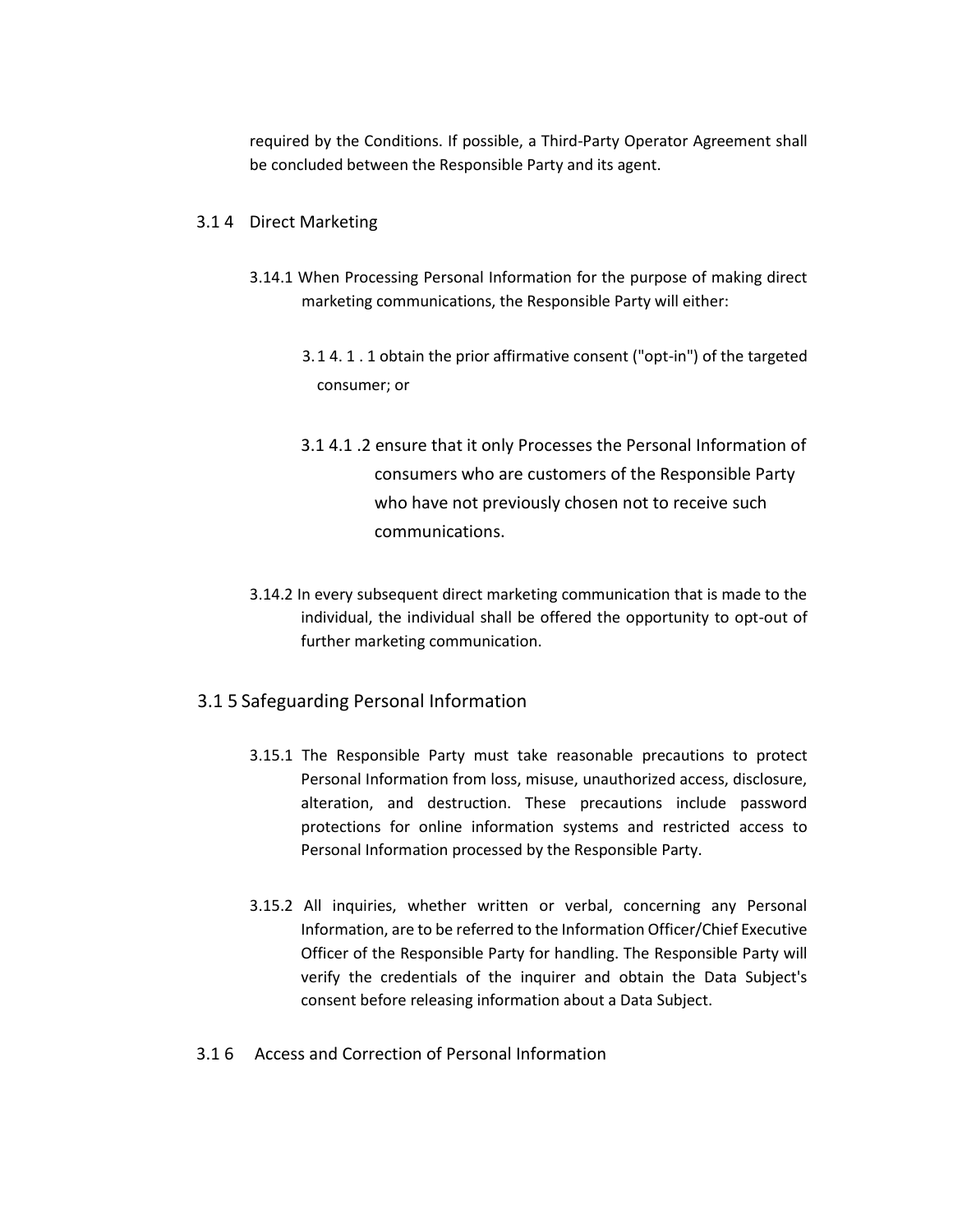required by the Conditions. If possible, a Third-Party Operator Agreement shall be concluded between the Responsible Party and its agent.

### 3.1 4 Direct Marketing

3.14.1 When Processing Personal Information for the purpose of making direct marketing communications, the Responsible Party will either:

3.1 4. 1 . 1 obtain the prior affirmative consent ("opt-in") of the targeted consumer; or

3.1 4.1 .2 ensure that it only Processes the Personal Information of consumers who are customers of the Responsible Party who have not previously chosen not to receive such communications.

3.14.2 In every subsequent direct marketing communication that is made to the individual, the individual shall be offered the opportunity to opt-out of further marketing communication.

### 3.1 5 Safeguarding Personal Information

3.15.1 The Responsible Party must take reasonable precautions to protect Personal Information from loss, misuse, unauthorized access, disclosure, alteration, and destruction. These precautions include password protections for online information systems and restricted access to Personal Information processed by the Responsible Party.

3.15.2 All inquiries, whether written or verbal, concerning any Personal Information, are to be referred to the Information Officer/Chief Executive Officer of the Responsible Party for handling. The Responsible Party will verify the credentials of the inquirer and obtain the Data Subject's consent before releasing information about a Data Subject.

### 3.1 6 Access and Correction of Personal Information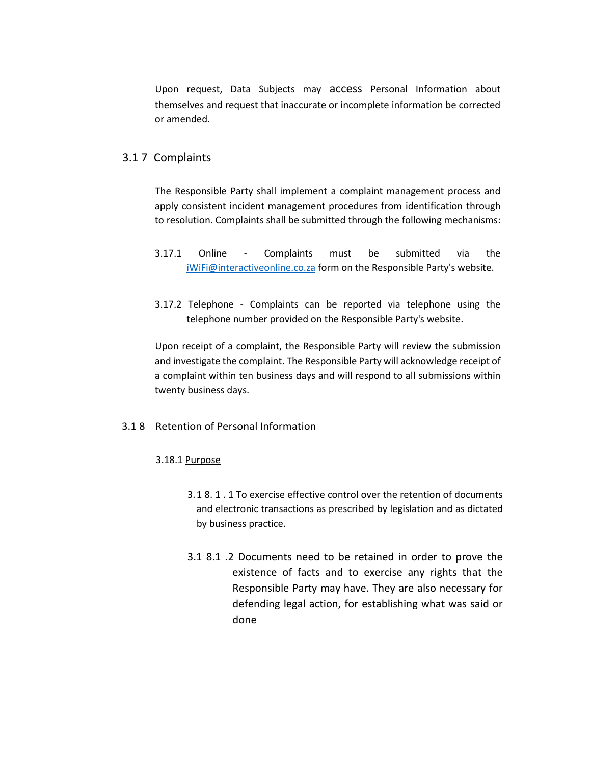Upon request, Data Subjects may access Personal Information about themselves and request that inaccurate or incomplete information be corrected or amended.

### 3.1 7 Complaints

The Responsible Party shall implement a complaint management process and apply consistent incident management procedures from identification through to resolution. Complaints shall be submitted through the following mechanisms:

3.17.1 Online - Complaints must be submitted via the iWiFi@interactiveonline.co.za form on the Responsible Party's website.

3.17.2 Telephone - Complaints can be reported via telephone using the telephone number provided on the Responsible Party's website.

Upon receipt of a complaint, the Responsible Party will review the submission and investigate the complaint. The Responsible Party will acknowledge receipt of a complaint within ten business days and will respond to all submissions within twenty business days.

### 3.1 8 Retention of Personal Information

3.18.1 Purpose

3.1 8. 1 . 1 To exercise effective control over the retention of documents and electronic transactions as prescribed by legislation and as dictated by business practice.

3.1 8.1 .2 Documents need to be retained in order to prove the existence of facts and to exercise any rights that the Responsible Party may have. They are also necessary for defending legal action, for establishing what was said or done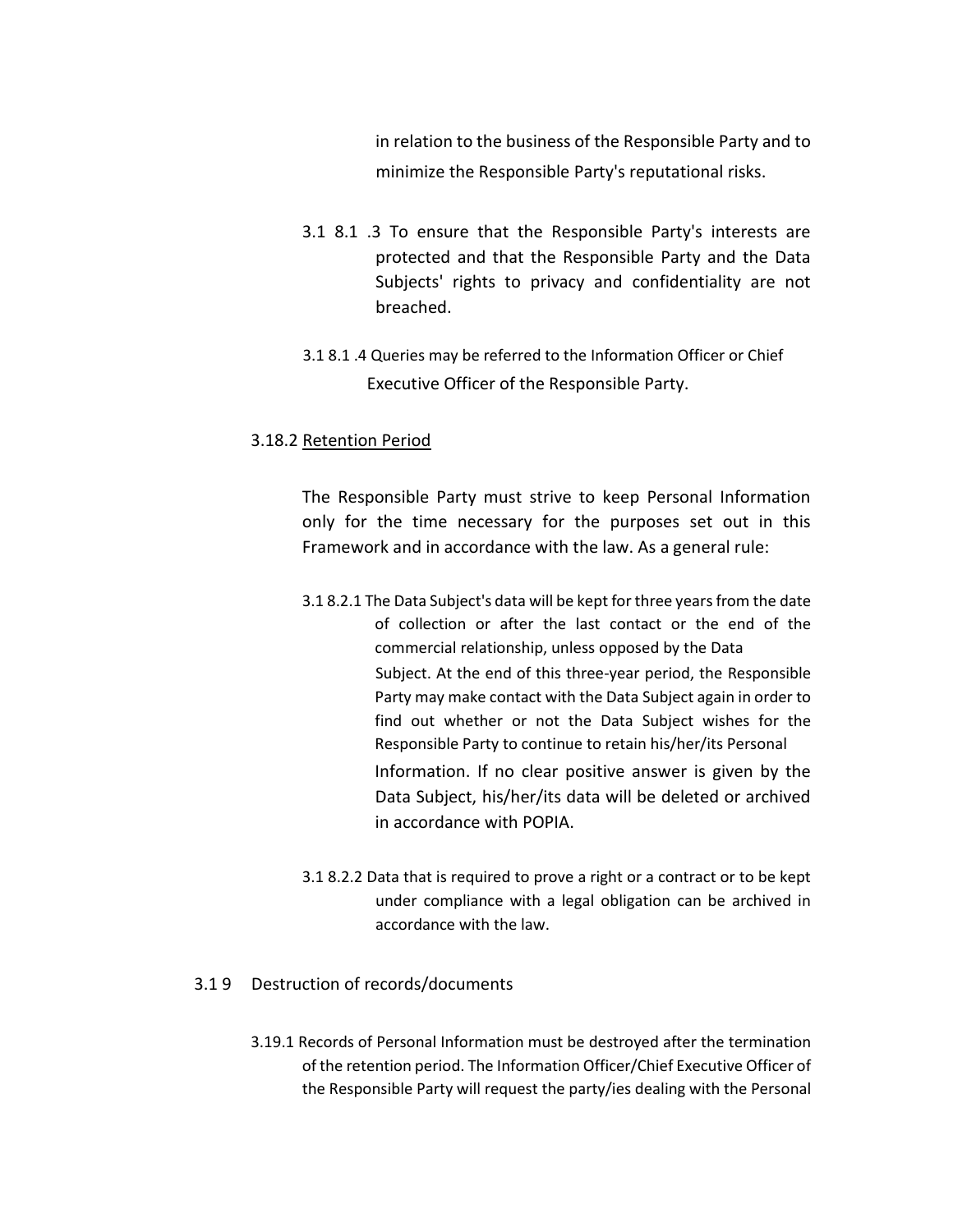in relation to the business of the Responsible Party and to minimize the Responsible Party's reputational risks.

3.1 8.1 .3 To ensure that the Responsible Party's interests are protected and that the Responsible Party and the Data Subjects' rights to privacy and confidentiality are not breached.

3.1 8.1 .4 Queries may be referred to the Information Officer or Chief Executive Officer of the Responsible Party.

3.18.2 Retention Period

The Responsible Party must strive to keep Personal Information only for the time necessary for the purposes set out in this Framework and in accordance with the law. As a general rule:

3.1 8.2.1 The Data Subject's data will be kept for three years from the date of collection or after the last contact or the end of the commercial relationship, unless opposed by the Data Subject. At the end of this three-year period, the Responsible Party may make contact with the Data Subject again in order to find out whether or not the Data Subject wishes for the Responsible Party to continue to retain his/her/its Personal Information. If no clear positive answer is given by the Data Subject, his/her/its data will be deleted or archived in accordance with POPIA.

3.1 8.2.2 Data that is required to prove a right or a contract or to be kept under compliance with a legal obligation can be archived in accordance with the law.

3.1 9 Destruction of records/documents

3.19.1 Records of Personal Information must be destroyed after the termination of the retention period. The Information Officer/Chief Executive Officer of the Responsible Party will request the party/ies dealing with the Personal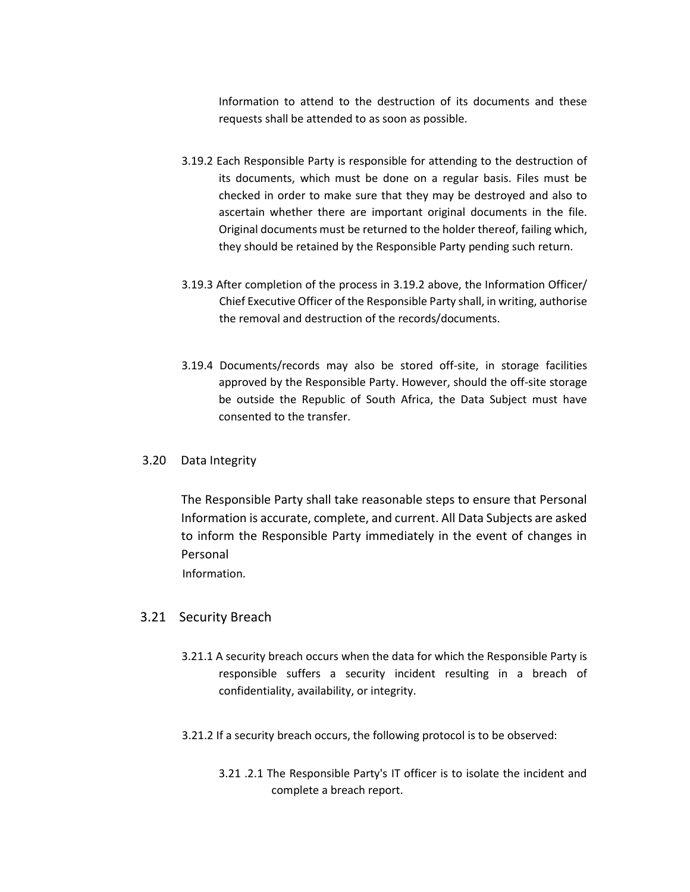Information to attend to the destruction of its documents and these requests shall be attended to as soon as possible.

3.19.2 Each Responsible Party is responsible for attending to the destruction of its documents, which must be done on a regular basis. Files must be checked in order to make sure that they may be destroyed and also to ascertain whether there are important original documents in the file. Original documents must be returned to the holder thereof, failing which, they should be retained by the Responsible Party pending such return.

3.19.3 After completion of the process in 3.19.2 above, the Information Officer/ Chief Executive Officer of the Responsible Party shall, in writing, authorise the removal and destruction of the records/documents.

3.19.4 Documents/records may also be stored off-site, in storage facilities approved by the Responsible Party. However, should the off-site storage be outside the Republic of South Africa, the Data Subject must have consented to the transfer.

## 3.20 Data Integrity

The Responsible Party shall take reasonable steps to ensure that Personal Information is accurate, complete, and current. All Data Subjects are asked to inform the Responsible Party immediately in the event of changes in Personal Information.

## 3.21 Security Breach

3.21.1 A security breach occurs when the data for which the Responsible Party is responsible suffers a security incident resulting in a breach of confidentiality, availability, or integrity.

3.21.2 If a security breach occurs, the following protocol is to be observed:

3.21 .2.1 The Responsible Party's IT officer is to isolate the incident and complete a breach report.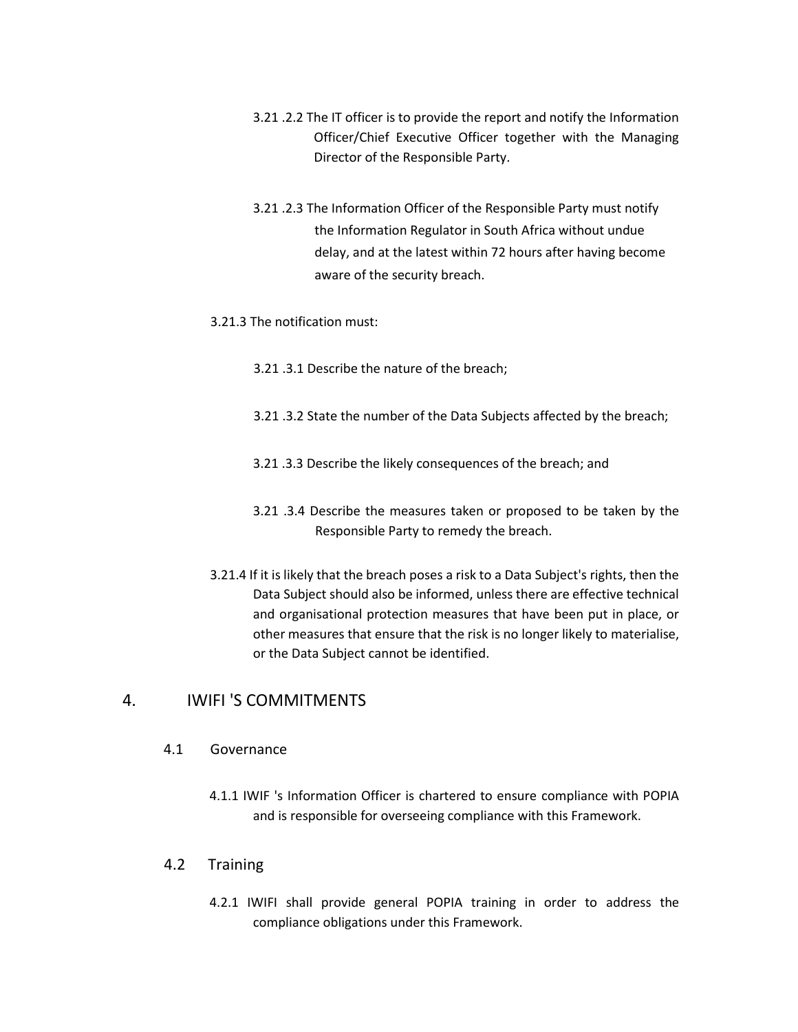3.21 .2.2 The IT officer is to provide the report and notify the Information Officer/Chief Executive Officer together with the Managing Director of the Responsible Party.

3.21 .2.3 The Information Officer of the Responsible Party must notify the Information Regulator in South Africa without undue delay, and at the latest within 72 hours after having become aware of the security breach.

3.21.3 The notification must:

3.21 .3.1 Describe the nature of the breach;

3.21 .3.2 State the number of the Data Subjects affected by the breach;

3.21 .3.3 Describe the likely consequences of the breach; and

3.21 .3.4 Describe the measures taken or proposed to be taken by the Responsible Party to remedy the breach.

3.21.4 If it is likely that the breach poses a risk to a Data Subject's rights, then the Data Subject should also be informed, unless there are effective technical and organisational protection measures that have been put in place, or other measures that ensure that the risk is no longer likely to materialise, or the Data Subject cannot be identified.

## 4. IWIFI 'S COMMITMENTS

### 4.1 Governance

4.1.1 IWIF 's Information Officer is chartered to ensure compliance with POPIA and is responsible for overseeing compliance with this Framework.

### 4.2 Training

4.2.1 IWIFI shall provide general POPIA training in order to address the compliance obligations under this Framework.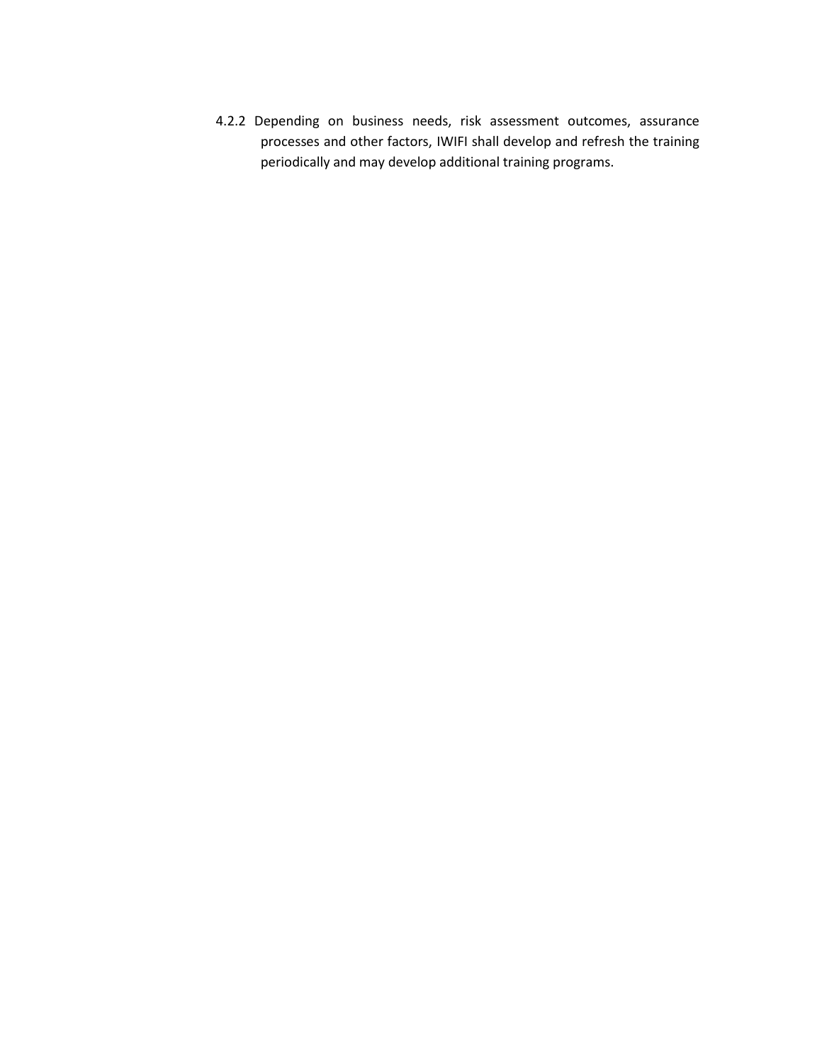4.2.2 Depending on business needs, risk assessment outcomes, assurance processes and other factors, IWIFI shall develop and refresh the training periodically and may develop additional training programs.